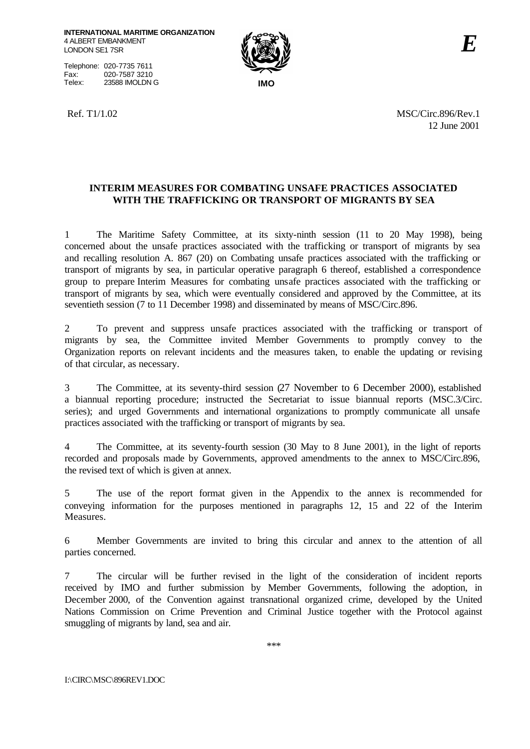**INTERNATIONAL MARITIME ORGANIZATION**
4 ALBERT EMBANKMENT
LONDON SE1 7SR

Telephone: 020-7735 7611
Fax: 020-7587 3210
Telex: 23588 IMOLDN G

IMO

*E*

Ref. T1/1.02

MSC/Circ.896/Rev.1
12 June 2001

## INTERIM MEASURES FOR COMBATING UNSAFE PRACTICES ASSOCIATED WITH THE TRAFFICKING OR TRANSPORT OF MIGRANTS BY SEA

1 The Maritime Safety Committee, at its sixty-ninth session (11 to 20 May 1998), being concerned about the unsafe practices associated with the trafficking or transport of migrants by sea and recalling resolution A. 867 (20) on Combating unsafe practices associated with the trafficking or transport of migrants by sea, in particular operative paragraph 6 thereof, established a correspondence group to prepare Interim Measures for combating unsafe practices associated with the trafficking or transport of migrants by sea, which were eventually considered and approved by the Committee, at its seventieth session (7 to 11 December 1998) and disseminated by means of MSC/Circ.896.

2 To prevent and suppress unsafe practices associated with the trafficking or transport of migrants by sea, the Committee invited Member Governments to promptly convey to the Organization reports on relevant incidents and the measures taken, to enable the updating or revising of that circular, as necessary.

3 The Committee, at its seventy-third session (27 November to 6 December 2000), established a biannual reporting procedure; instructed the Secretariat to issue biannual reports (MSC.3/Circ. series); and urged Governments and international organizations to promptly communicate all unsafe practices associated with the trafficking or transport of migrants by sea.

4 The Committee, at its seventy-fourth session (30 May to 8 June 2001), in the light of reports recorded and proposals made by Governments, approved amendments to the annex to MSC/Circ.896, the revised text of which is given at annex.

5 The use of the report format given in the Appendix to the annex is recommended for conveying information for the purposes mentioned in paragraphs 12, 15 and 22 of the Interim Measures.

6 Member Governments are invited to bring this circular and annex to the attention of all parties concerned.

7 The circular will be further revised in the light of the consideration of incident reports received by IMO and further submission by Member Governments, following the adoption, in December 2000, of the Convention against transnational organized crime, developed by the United Nations Commission on Crime Prevention and Criminal Justice together with the Protocol against smuggling of migrants by land, sea and air.

\*\*\*

I:\CIRC\MSC\896REV1.DOC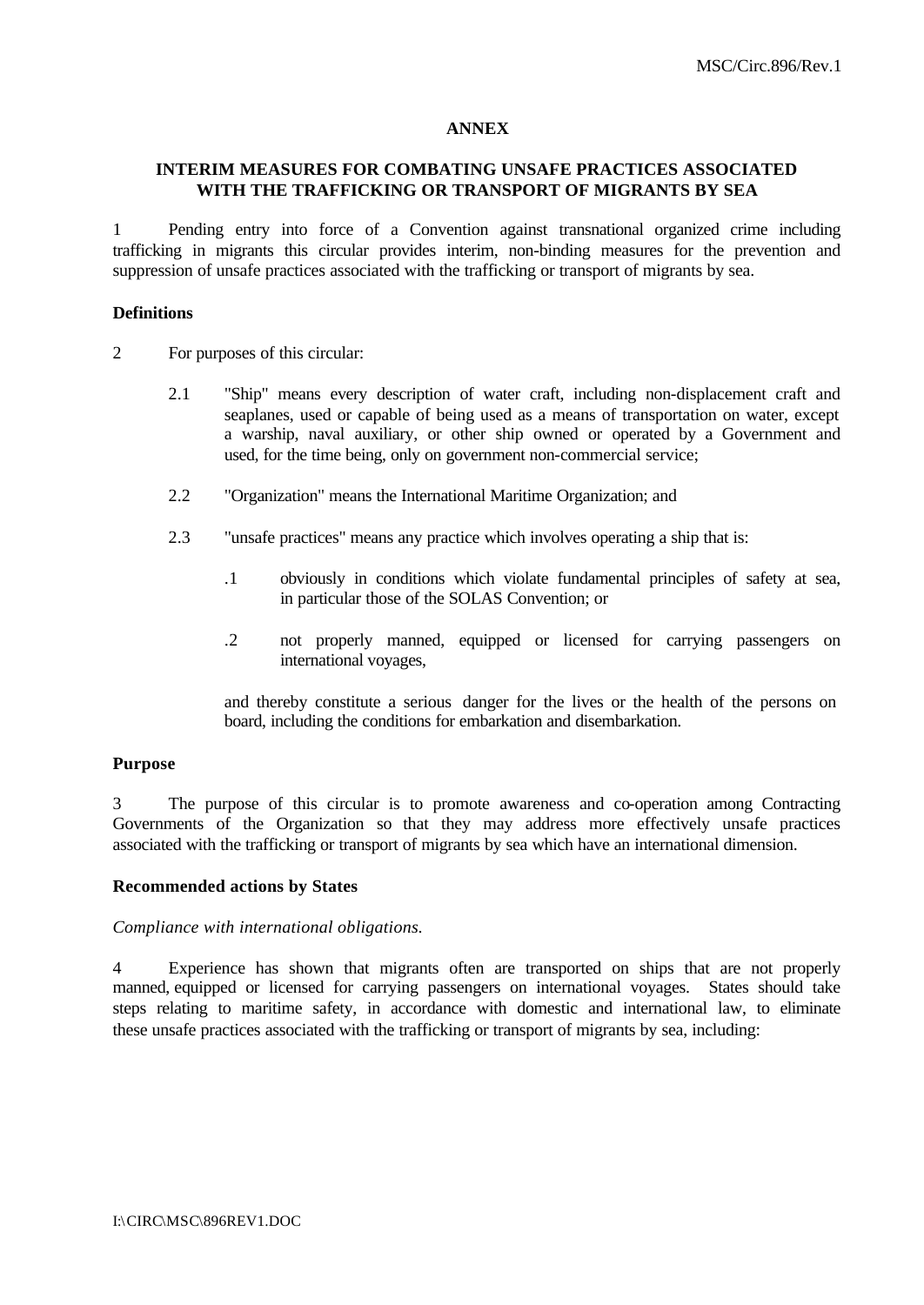## ANNEX

## INTERIM MEASURES FOR COMBATING UNSAFE PRACTICES ASSOCIATED WITH THE TRAFFICKING OR TRANSPORT OF MIGRANTS BY SEA

1 Pending entry into force of a Convention against transnational organized crime including trafficking in migrants this circular provides interim, non-binding measures for the prevention and suppression of unsafe practices associated with the trafficking or transport of migrants by sea.

**Definitions**

2 For purposes of this circular:

2.1 "Ship" means every description of water craft, including non-displacement craft and seaplanes, used or capable of being used as a means of transportation on water, except a warship, naval auxiliary, or other ship owned or operated by a Government and used, for the time being, only on government non-commercial service;

2.2 "Organization" means the International Maritime Organization; and

2.3 "unsafe practices" means any practice which involves operating a ship that is:

.1 obviously in conditions which violate fundamental principles of safety at sea, in particular those of the SOLAS Convention; or

.2 not properly manned, equipped or licensed for carrying passengers on international voyages,

and thereby constitute a serious danger for the lives or the health of the persons on board, including the conditions for embarkation and disembarkation.

**Purpose**

3 The purpose of this circular is to promote awareness and co-operation among Contracting Governments of the Organization so that they may address more effectively unsafe practices associated with the trafficking or transport of migrants by sea which have an international dimension.

**Recommended actions by States**

*Compliance with international obligations.*

4 Experience has shown that migrants often are transported on ships that are not properly manned, equipped or licensed for carrying passengers on international voyages. States should take steps relating to maritime safety, in accordance with domestic and international law, to eliminate these unsafe practices associated with the trafficking or transport of migrants by sea, including: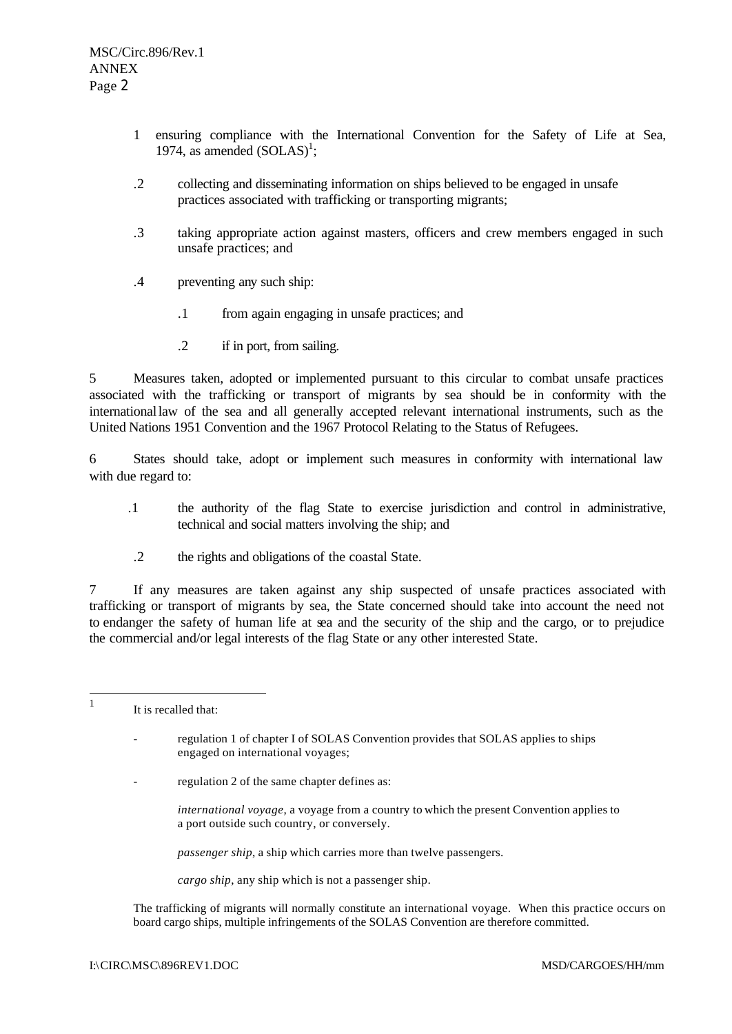.1 ensuring compliance with the International Convention for the Safety of Life at Sea, 1974, as amended (SOLAS)[1];

.2 collecting and disseminating information on ships believed to be engaged in unsafe practices associated with trafficking or transporting migrants;

.3 taking appropriate action against masters, officers and crew members engaged in such unsafe practices; and

.4 preventing any such ship:

  .1 from again engaging in unsafe practices; and

  .2 if in port, from sailing.

5 Measures taken, adopted or implemented pursuant to this circular to combat unsafe practices associated with the trafficking or transport of migrants by sea should be in conformity with the international law of the sea and all generally accepted relevant international instruments, such as the United Nations 1951 Convention and the 1967 Protocol Relating to the Status of Refugees.

6 States should take, adopt or implement such measures in conformity with international law with due regard to:

.1 the authority of the flag State to exercise jurisdiction and control in administrative, technical and social matters involving the ship; and

.2 the rights and obligations of the coastal State.

7 If any measures are taken against any ship suspected of unsafe practices associated with trafficking or transport of migrants by sea, the State concerned should take into account the need not to endanger the safety of human life at sea and the security of the ship and the cargo, or to prejudice the commercial and/or legal interests of the flag State or any other interested State.

---

[1] It is recalled that:

- regulation 1 of chapter I of SOLAS Convention provides that SOLAS applies to ships engaged on international voyages;

- regulation 2 of the same chapter defines as:

  *international voyage*, a voyage from a country to which the present Convention applies to a port outside such country, or conversely.

  *passenger ship*, a ship which carries more than twelve passengers.

  *cargo ship*, any ship which is not a passenger ship.

The trafficking of migrants will normally constitute an international voyage. When this practice occurs on board cargo ships, multiple infringements of the SOLAS Convention are therefore committed.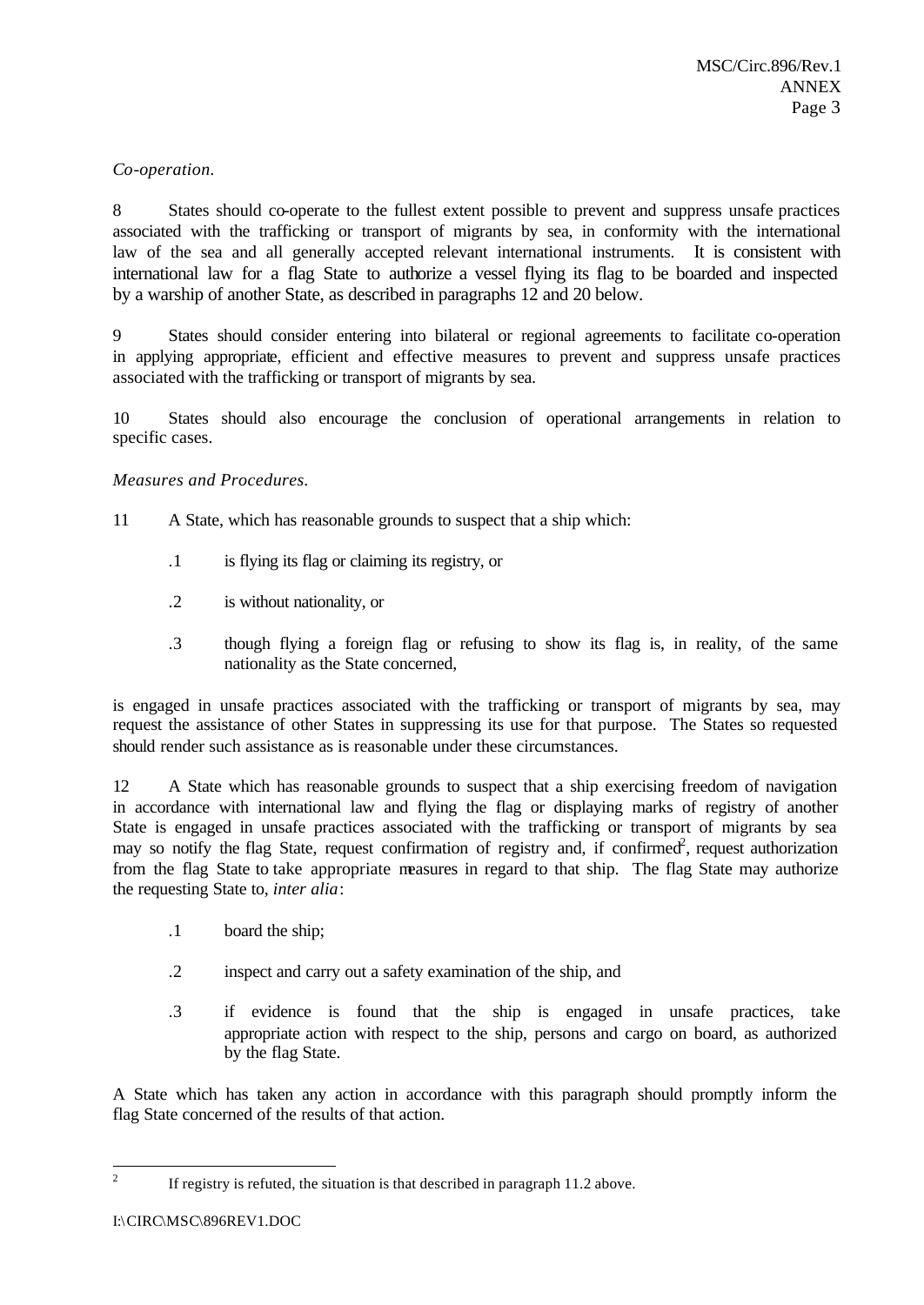*Co-operation.*

8 States should co-operate to the fullest extent possible to prevent and suppress unsafe practices associated with the trafficking or transport of migrants by sea, in conformity with the international law of the sea and all generally accepted relevant international instruments. It is consistent with international law for a flag State to authorize a vessel flying its flag to be boarded and inspected by a warship of another State, as described in paragraphs 12 and 20 below.

9 States should consider entering into bilateral or regional agreements to facilitate co-operation in applying appropriate, efficient and effective measures to prevent and suppress unsafe practices associated with the trafficking or transport of migrants by sea.

10 States should also encourage the conclusion of operational arrangements in relation to specific cases.

*Measures and Procedures.*

11 A State, which has reasonable grounds to suspect that a ship which:

.1 is flying its flag or claiming its registry, or

.2 is without nationality, or

.3 though flying a foreign flag or refusing to show its flag is, in reality, of the same nationality as the State concerned,

is engaged in unsafe practices associated with the trafficking or transport of migrants by sea, may request the assistance of other States in suppressing its use for that purpose. The States so requested should render such assistance as is reasonable under these circumstances.

12 A State which has reasonable grounds to suspect that a ship exercising freedom of navigation in accordance with international law and flying the flag or displaying marks of registry of another State is engaged in unsafe practices associated with the trafficking or transport of migrants by sea may so notify the flag State, request confirmation of registry and, if confirmed[2], request authorization from the flag State to take appropriate measures in regard to that ship. The flag State may authorize the requesting State to, *inter alia*:

.1 board the ship;

.2 inspect and carry out a safety examination of the ship, and

.3 if evidence is found that the ship is engaged in unsafe practices, take appropriate action with respect to the ship, persons and cargo on board, as authorized by the flag State.

A State which has taken any action in accordance with this paragraph should promptly inform the flag State concerned of the results of that action.

---

[2] If registry is refuted, the situation is that described in paragraph 11.2 above.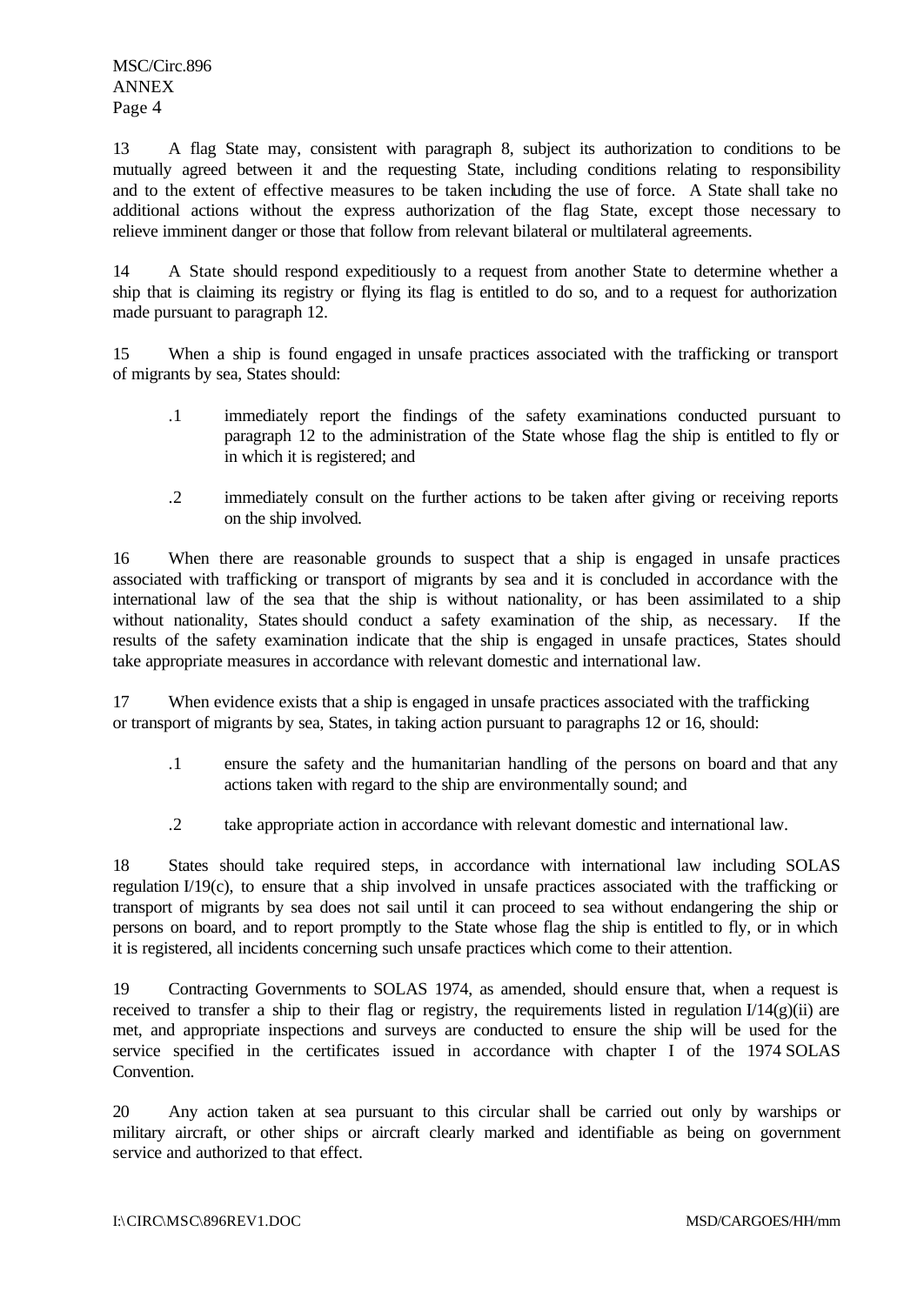13 A flag State may, consistent with paragraph 8, subject its authorization to conditions to be mutually agreed between it and the requesting State, including conditions relating to responsibility and to the extent of effective measures to be taken including the use of force. A State shall take no additional actions without the express authorization of the flag State, except those necessary to relieve imminent danger or those that follow from relevant bilateral or multilateral agreements.

14 A State should respond expeditiously to a request from another State to determine whether a ship that is claiming its registry or flying its flag is entitled to do so, and to a request for authorization made pursuant to paragraph 12.

15 When a ship is found engaged in unsafe practices associated with the trafficking or transport of migrants by sea, States should:

- .1 immediately report the findings of the safety examinations conducted pursuant to paragraph 12 to the administration of the State whose flag the ship is entitled to fly or in which it is registered; and

- .2 immediately consult on the further actions to be taken after giving or receiving reports on the ship involved.

16 When there are reasonable grounds to suspect that a ship is engaged in unsafe practices associated with trafficking or transport of migrants by sea and it is concluded in accordance with the international law of the sea that the ship is without nationality, or has been assimilated to a ship without nationality, States should conduct a safety examination of the ship, as necessary. If the results of the safety examination indicate that the ship is engaged in unsafe practices, States should take appropriate measures in accordance with relevant domestic and international law.

17 When evidence exists that a ship is engaged in unsafe practices associated with the trafficking or transport of migrants by sea, States, in taking action pursuant to paragraphs 12 or 16, should:

- .1 ensure the safety and the humanitarian handling of the persons on board and that any actions taken with regard to the ship are environmentally sound; and

- .2 take appropriate action in accordance with relevant domestic and international law.

18 States should take required steps, in accordance with international law including SOLAS regulation I/19(c), to ensure that a ship involved in unsafe practices associated with the trafficking or transport of migrants by sea does not sail until it can proceed to sea without endangering the ship or persons on board, and to report promptly to the State whose flag the ship is entitled to fly, or in which it is registered, all incidents concerning such unsafe practices which come to their attention.

19 Contracting Governments to SOLAS 1974, as amended, should ensure that, when a request is received to transfer a ship to their flag or registry, the requirements listed in regulation I/14(g)(ii) are met, and appropriate inspections and surveys are conducted to ensure the ship will be used for the service specified in the certificates issued in accordance with chapter I of the 1974 SOLAS Convention.

20 Any action taken at sea pursuant to this circular shall be carried out only by warships or military aircraft, or other ships or aircraft clearly marked and identifiable as being on government service and authorized to that effect.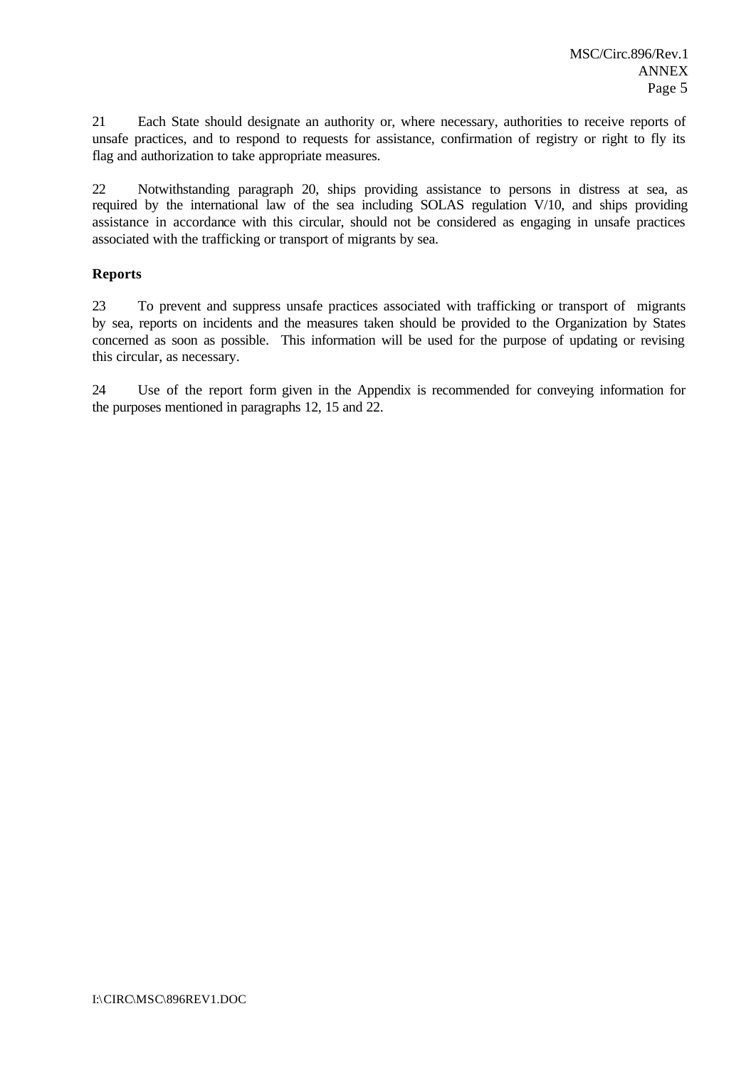21 Each State should designate an authority or, where necessary, authorities to receive reports of unsafe practices, and to respond to requests for assistance, confirmation of registry or right to fly its flag and authorization to take appropriate measures.

22 Notwithstanding paragraph 20, ships providing assistance to persons in distress at sea, as required by the international law of the sea including SOLAS regulation V/10, and ships providing assistance in accordance with this circular, should not be considered as engaging in unsafe practices associated with the trafficking or transport of migrants by sea.

**Reports**

23 To prevent and suppress unsafe practices associated with trafficking or transport of migrants by sea, reports on incidents and the measures taken should be provided to the Organization by States concerned as soon as possible. This information will be used for the purpose of updating or revising this circular, as necessary.

24 Use of the report form given in the Appendix is recommended for conveying information for the purposes mentioned in paragraphs 12, 15 and 22.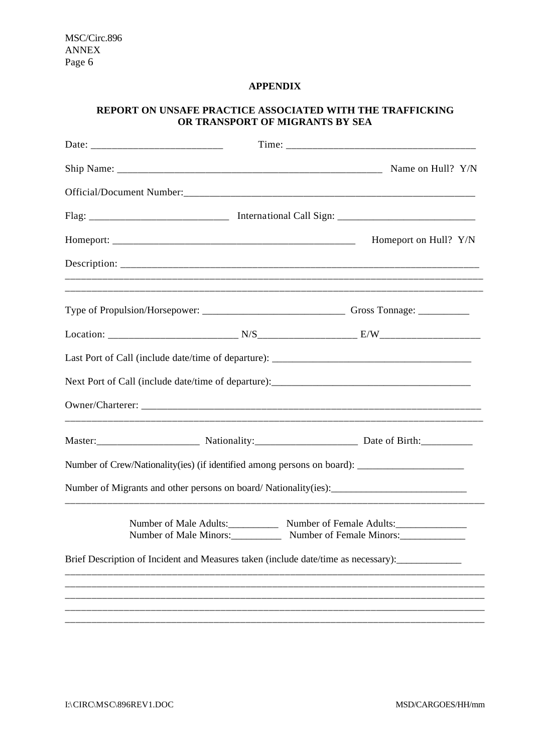**APPENDIX**

**REPORT ON UNSAFE PRACTICE ASSOCIATED WITH THE TRAFFICKING OR TRANSPORT OF MIGRANTS BY SEA**

Date: _________________________ Time: ____________________________________

Ship Name: ___________________________________________________ Name on Hull? Y/N

Official/Document Number:___________________________________________________________

Flag: __________________________ International Call Sign: __________________________

Homeport: _______________________________________________ Homeport on Hull? Y/N

Description: _________________________________________________________________________

_________________________________________________________________________________

_________________________________________________________________________________

Type of Propulsion/Horsepower: ___________________________ Gross Tonnage: __________

Location: _________________________ N/S___________________ E/W___________________

Last Port of Call (include date/time of departure): ______________________________________

Next Port of Call (include date/time of departure):______________________________________

Owner/Charterer: ______________________________________________________________________

_________________________________________________________________________________

Master:____________________ Nationality:____________________ Date of Birth:__________

Number of Crew/Nationality(ies) (if identified among persons on board): _____________________

Number of Migrants and other persons on board/ Nationality(ies):__________________________

_________________________________________________________________________________

Number of Male Adults:__________ Number of Female Adults:______________
Number of Male Minors:__________ Number of Female Minors:_____________

Brief Description of Incident and Measures taken (include date/time as necessary):_____________

_________________________________________________________________________________

_________________________________________________________________________________

_________________________________________________________________________________

_________________________________________________________________________________

_________________________________________________________________________________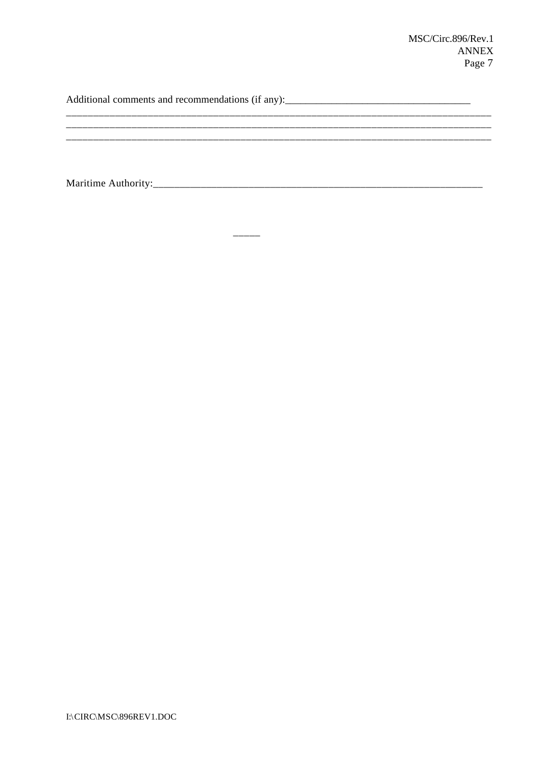Additional comments and recommendations (if any):___________________________________
_________________________________________________________________________________
_________________________________________________________________________________
_________________________________________________________________________________

Maritime Authority:_______________________________________________________________

_____